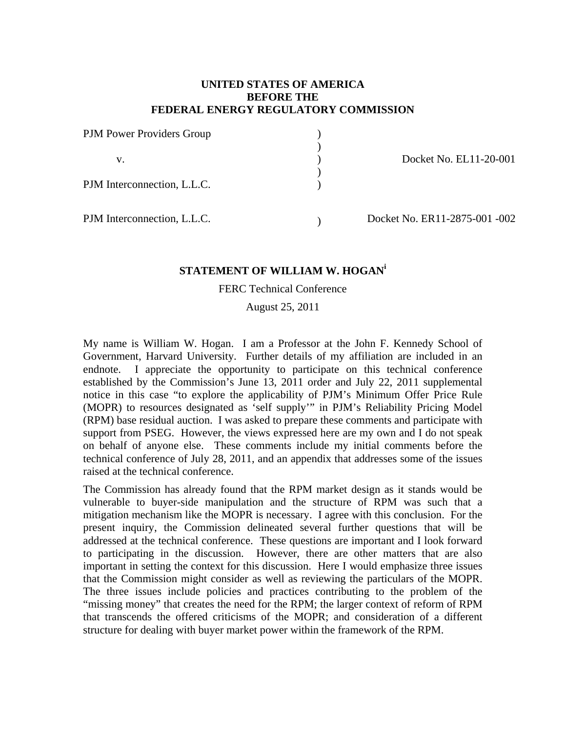**UNITED STATES OF AMERICA**
**BEFORE THE**
**FEDERAL ENERGY REGULATORY COMMISSION**

| | | |
|---|---|---|
| PJM Power Providers Group | ) | |
| | ) | |
| v. | ) | Docket No. EL11-20-001 |
| | ) | |
| PJM Interconnection, L.L.C. | ) | |
| | | |
| PJM Interconnection, L.L.C. | ) | Docket No. ER11-2875-001 -002 |

## STATEMENT OF WILLIAM W. HOGAN[i]

FERC Technical Conference

August 25, 2011

My name is William W. Hogan. I am a Professor at the John F. Kennedy School of Government, Harvard University. Further details of my affiliation are included in an endnote. I appreciate the opportunity to participate on this technical conference established by the Commission's June 13, 2011 order and July 22, 2011 supplemental notice in this case "to explore the applicability of PJM's Minimum Offer Price Rule (MOPR) to resources designated as 'self supply'" in PJM's Reliability Pricing Model (RPM) base residual auction. I was asked to prepare these comments and participate with support from PSEG. However, the views expressed here are my own and I do not speak on behalf of anyone else. These comments include my initial comments before the technical conference of July 28, 2011, and an appendix that addresses some of the issues raised at the technical conference.

The Commission has already found that the RPM market design as it stands would be vulnerable to buyer-side manipulation and the structure of RPM was such that a mitigation mechanism like the MOPR is necessary. I agree with this conclusion. For the present inquiry, the Commission delineated several further questions that will be addressed at the technical conference. These questions are important and I look forward to participating in the discussion. However, there are other matters that are also important in setting the context for this discussion. Here I would emphasize three issues that the Commission might consider as well as reviewing the particulars of the MOPR. The three issues include policies and practices contributing to the problem of the "missing money" that creates the need for the RPM; the larger context of reform of RPM that transcends the offered criticisms of the MOPR; and consideration of a different structure for dealing with buyer market power within the framework of the RPM.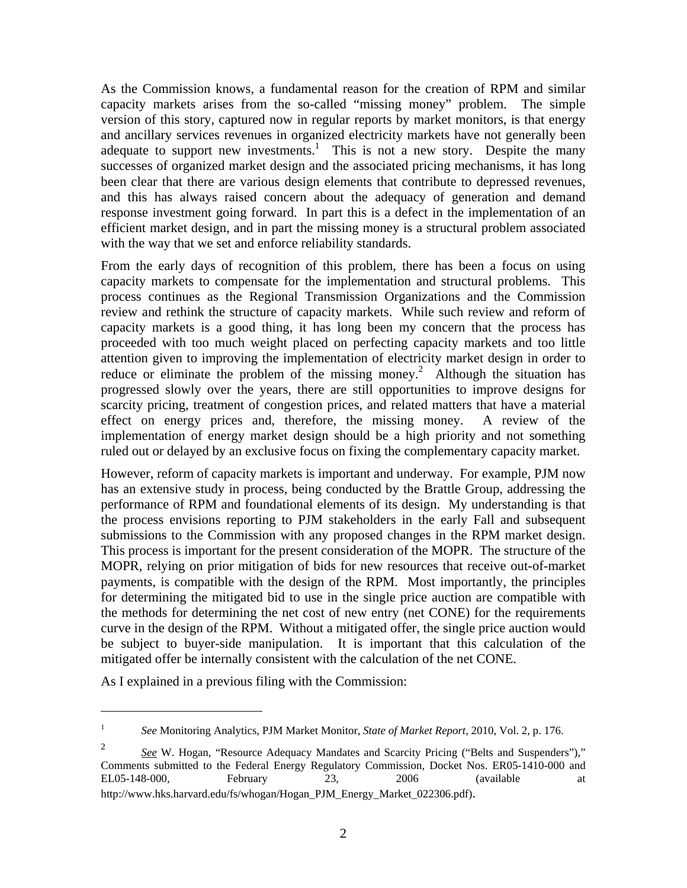As the Commission knows, a fundamental reason for the creation of RPM and similar capacity markets arises from the so-called "missing money" problem. The simple version of this story, captured now in regular reports by market monitors, is that energy and ancillary services revenues in organized electricity markets have not generally been adequate to support new investments.[1] This is not a new story. Despite the many successes of organized market design and the associated pricing mechanisms, it has long been clear that there are various design elements that contribute to depressed revenues, and this has always raised concern about the adequacy of generation and demand response investment going forward. In part this is a defect in the implementation of an efficient market design, and in part the missing money is a structural problem associated with the way that we set and enforce reliability standards.

From the early days of recognition of this problem, there has been a focus on using capacity markets to compensate for the implementation and structural problems. This process continues as the Regional Transmission Organizations and the Commission review and rethink the structure of capacity markets. While such review and reform of capacity markets is a good thing, it has long been my concern that the process has proceeded with too much weight placed on perfecting capacity markets and too little attention given to improving the implementation of electricity market design in order to reduce or eliminate the problem of the missing money.[2] Although the situation has progressed slowly over the years, there are still opportunities to improve designs for scarcity pricing, treatment of congestion prices, and related matters that have a material effect on energy prices and, therefore, the missing money. A review of the implementation of energy market design should be a high priority and not something ruled out or delayed by an exclusive focus on fixing the complementary capacity market.

However, reform of capacity markets is important and underway. For example, PJM now has an extensive study in process, being conducted by the Brattle Group, addressing the performance of RPM and foundational elements of its design. My understanding is that the process envisions reporting to PJM stakeholders in the early Fall and subsequent submissions to the Commission with any proposed changes in the RPM market design. This process is important for the present consideration of the MOPR. The structure of the MOPR, relying on prior mitigation of bids for new resources that receive out-of-market payments, is compatible with the design of the RPM. Most importantly, the principles for determining the mitigated bid to use in the single price auction are compatible with the methods for determining the net cost of new entry (net CONE) for the requirements curve in the design of the RPM. Without a mitigated offer, the single price auction would be subject to buyer-side manipulation. It is important that this calculation of the mitigated offer be internally consistent with the calculation of the net CONE.

As I explained in a previous filing with the Commission:

---

[1] *See* Monitoring Analytics, PJM Market Monitor, *State of Market Report*, 2010, Vol. 2, p. 176.

[2] *See* W. Hogan, "Resource Adequacy Mandates and Scarcity Pricing ("Belts and Suspenders")," Comments submitted to the Federal Energy Regulatory Commission, Docket Nos. ER05-1410-000 and EL05-148-000, February 23, 2006 (available at http://www.hks.harvard.edu/fs/whogan/Hogan_PJM_Energy_Market_022306.pdf).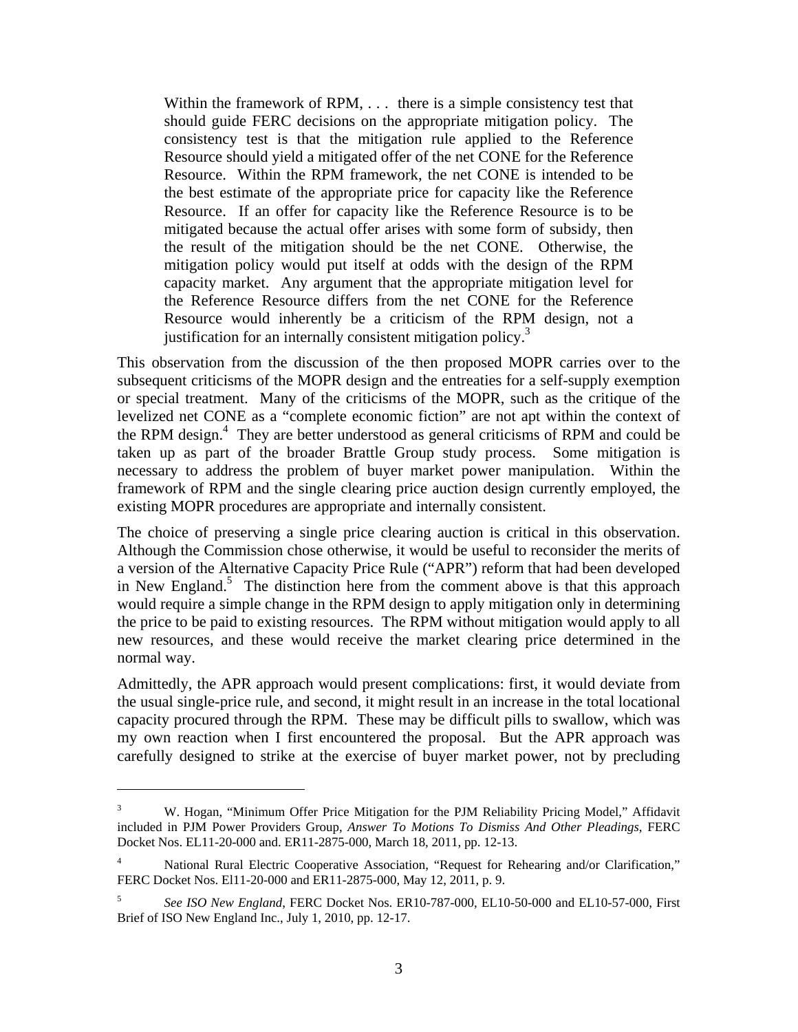> Within the framework of RPM, . . . there is a simple consistency test that should guide FERC decisions on the appropriate mitigation policy. The consistency test is that the mitigation rule applied to the Reference Resource should yield a mitigated offer of the net CONE for the Reference Resource. Within the RPM framework, the net CONE is intended to be the best estimate of the appropriate price for capacity like the Reference Resource. If an offer for capacity like the Reference Resource is to be mitigated because the actual offer arises with some form of subsidy, then the result of the mitigation should be the net CONE. Otherwise, the mitigation policy would put itself at odds with the design of the RPM capacity market. Any argument that the appropriate mitigation level for the Reference Resource differs from the net CONE for the Reference Resource would inherently be a criticism of the RPM design, not a justification for an internally consistent mitigation policy.[3]

This observation from the discussion of the then proposed MOPR carries over to the subsequent criticisms of the MOPR design and the entreaties for a self-supply exemption or special treatment. Many of the criticisms of the MOPR, such as the critique of the levelized net CONE as a "complete economic fiction" are not apt within the context of the RPM design.[4] They are better understood as general criticisms of RPM and could be taken up as part of the broader Brattle Group study process. Some mitigation is necessary to address the problem of buyer market power manipulation. Within the framework of RPM and the single clearing price auction design currently employed, the existing MOPR procedures are appropriate and internally consistent.

The choice of preserving a single price clearing auction is critical in this observation. Although the Commission chose otherwise, it would be useful to reconsider the merits of a version of the Alternative Capacity Price Rule ("APR") reform that had been developed in New England.[5] The distinction here from the comment above is that this approach would require a simple change in the RPM design to apply mitigation only in determining the price to be paid to existing resources. The RPM without mitigation would apply to all new resources, and these would receive the market clearing price determined in the normal way.

Admittedly, the APR approach would present complications: first, it would deviate from the usual single-price rule, and second, it might result in an increase in the total locational capacity procured through the RPM. These may be difficult pills to swallow, which was my own reaction when I first encountered the proposal. But the APR approach was carefully designed to strike at the exercise of buyer market power, not by precluding

---

[3] W. Hogan, "Minimum Offer Price Mitigation for the PJM Reliability Pricing Model," Affidavit included in PJM Power Providers Group, *Answer To Motions To Dismiss And Other Pleadings*, FERC Docket Nos. EL11-20-000 and. ER11-2875-000, March 18, 2011, pp. 12-13.

[4] National Rural Electric Cooperative Association, "Request for Rehearing and/or Clarification," FERC Docket Nos. El11-20-000 and ER11-2875-000, May 12, 2011, p. 9.

[5] *See ISO New England*, FERC Docket Nos. ER10-787-000, EL10-50-000 and EL10-57-000, First Brief of ISO New England Inc., July 1, 2010, pp. 12-17.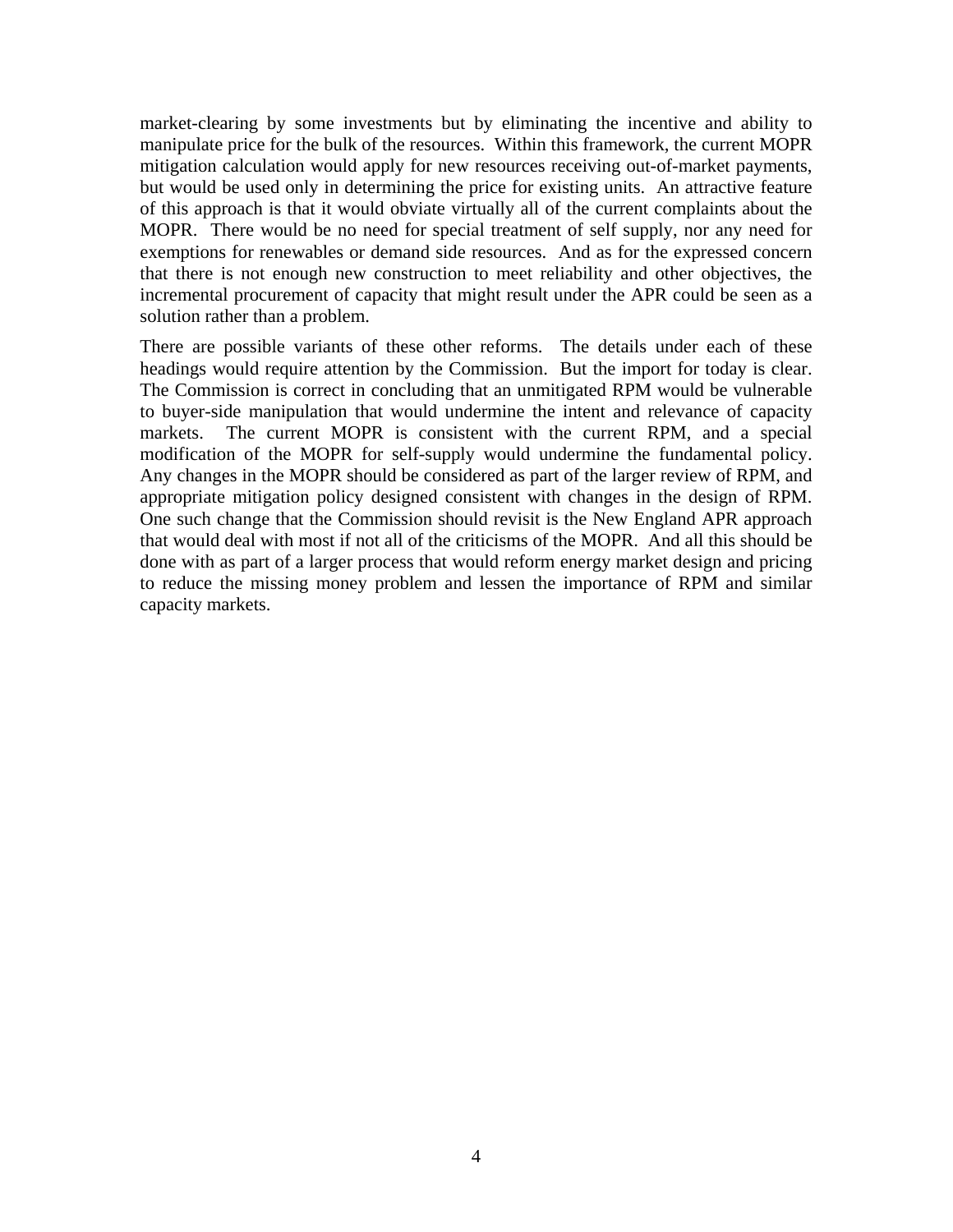market-clearing by some investments but by eliminating the incentive and ability to manipulate price for the bulk of the resources. Within this framework, the current MOPR mitigation calculation would apply for new resources receiving out-of-market payments, but would be used only in determining the price for existing units. An attractive feature of this approach is that it would obviate virtually all of the current complaints about the MOPR. There would be no need for special treatment of self supply, nor any need for exemptions for renewables or demand side resources. And as for the expressed concern that there is not enough new construction to meet reliability and other objectives, the incremental procurement of capacity that might result under the APR could be seen as a solution rather than a problem.

There are possible variants of these other reforms. The details under each of these headings would require attention by the Commission. But the import for today is clear. The Commission is correct in concluding that an unmitigated RPM would be vulnerable to buyer-side manipulation that would undermine the intent and relevance of capacity markets. The current MOPR is consistent with the current RPM, and a special modification of the MOPR for self-supply would undermine the fundamental policy. Any changes in the MOPR should be considered as part of the larger review of RPM, and appropriate mitigation policy designed consistent with changes in the design of RPM. One such change that the Commission should revisit is the New England APR approach that would deal with most if not all of the criticisms of the MOPR. And all this should be done with as part of a larger process that would reform energy market design and pricing to reduce the missing money problem and lessen the importance of RPM and similar capacity markets.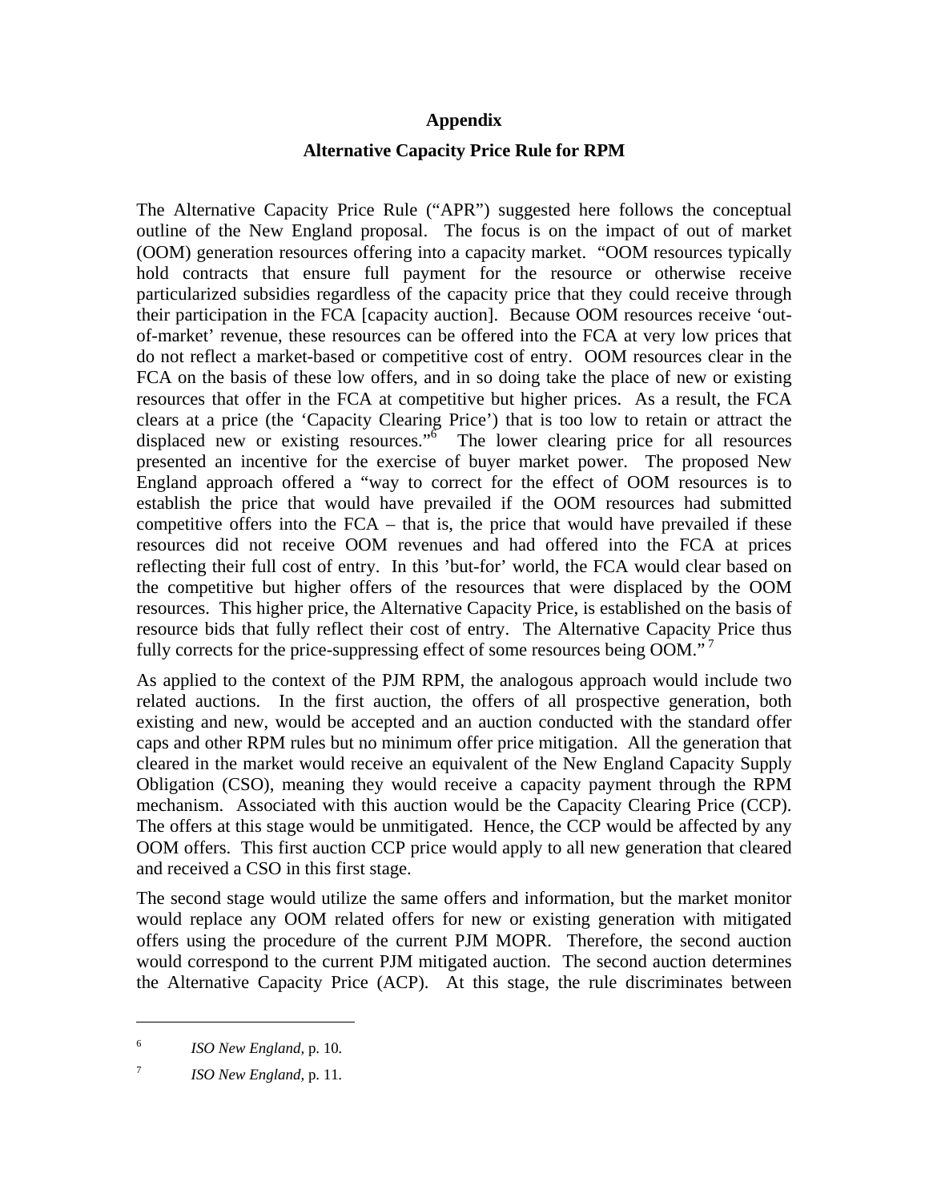## Appendix

### Alternative Capacity Price Rule for RPM

The Alternative Capacity Price Rule ("APR") suggested here follows the conceptual outline of the New England proposal. The focus is on the impact of out of market (OOM) generation resources offering into a capacity market. "OOM resources typically hold contracts that ensure full payment for the resource or otherwise receive particularized subsidies regardless of the capacity price that they could receive through their participation in the FCA [capacity auction]. Because OOM resources receive 'out-of-market' revenue, these resources can be offered into the FCA at very low prices that do not reflect a market-based or competitive cost of entry. OOM resources clear in the FCA on the basis of these low offers, and in so doing take the place of new or existing resources that offer in the FCA at competitive but higher prices. As a result, the FCA clears at a price (the 'Capacity Clearing Price') that is too low to retain or attract the displaced new or existing resources."[6] The lower clearing price for all resources presented an incentive for the exercise of buyer market power. The proposed New England approach offered a "way to correct for the effect of OOM resources is to establish the price that would have prevailed if the OOM resources had submitted competitive offers into the FCA – that is, the price that would have prevailed if these resources did not receive OOM revenues and had offered into the FCA at prices reflecting their full cost of entry. In this 'but-for' world, the FCA would clear based on the competitive but higher offers of the resources that were displaced by the OOM resources. This higher price, the Alternative Capacity Price, is established on the basis of resource bids that fully reflect their cost of entry. The Alternative Capacity Price thus fully corrects for the price-suppressing effect of some resources being OOM."[7]

As applied to the context of the PJM RPM, the analogous approach would include two related auctions. In the first auction, the offers of all prospective generation, both existing and new, would be accepted and an auction conducted with the standard offer caps and other RPM rules but no minimum offer price mitigation. All the generation that cleared in the market would receive an equivalent of the New England Capacity Supply Obligation (CSO), meaning they would receive a capacity payment through the RPM mechanism. Associated with this auction would be the Capacity Clearing Price (CCP). The offers at this stage would be unmitigated. Hence, the CCP would be affected by any OOM offers. This first auction CCP price would apply to all new generation that cleared and received a CSO in this first stage.

The second stage would utilize the same offers and information, but the market monitor would replace any OOM related offers for new or existing generation with mitigated offers using the procedure of the current PJM MOPR. Therefore, the second auction would correspond to the current PJM mitigated auction. The second auction determines the Alternative Capacity Price (ACP). At this stage, the rule discriminates between

---

[6] *ISO New England*, p. 10.

[7] *ISO New England*, p. 11.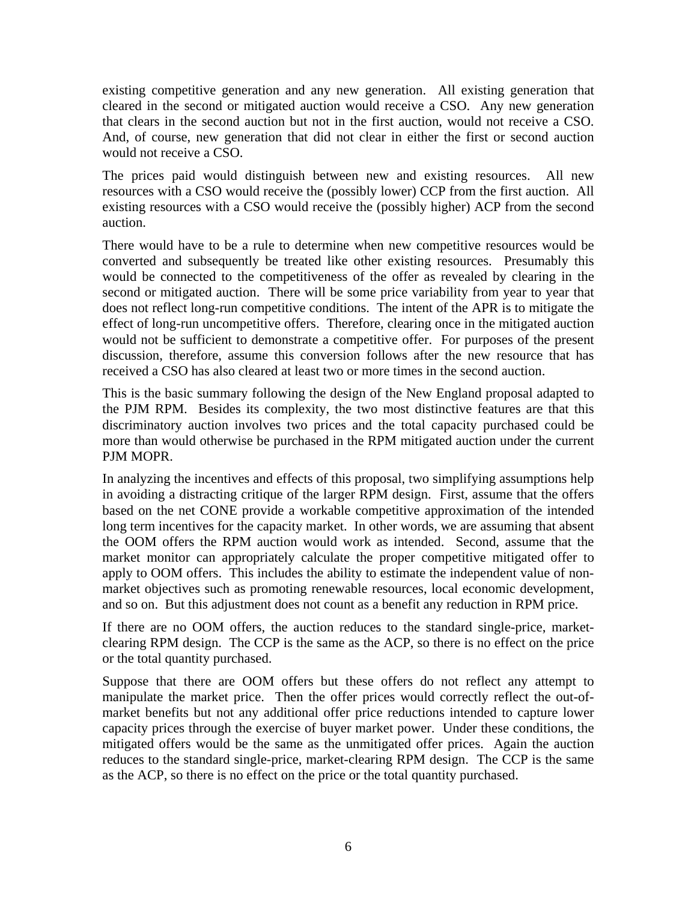existing competitive generation and any new generation. All existing generation that cleared in the second or mitigated auction would receive a CSO. Any new generation that clears in the second auction but not in the first auction, would not receive a CSO. And, of course, new generation that did not clear in either the first or second auction would not receive a CSO.

The prices paid would distinguish between new and existing resources. All new resources with a CSO would receive the (possibly lower) CCP from the first auction. All existing resources with a CSO would receive the (possibly higher) ACP from the second auction.

There would have to be a rule to determine when new competitive resources would be converted and subsequently be treated like other existing resources. Presumably this would be connected to the competitiveness of the offer as revealed by clearing in the second or mitigated auction. There will be some price variability from year to year that does not reflect long-run competitive conditions. The intent of the APR is to mitigate the effect of long-run uncompetitive offers. Therefore, clearing once in the mitigated auction would not be sufficient to demonstrate a competitive offer. For purposes of the present discussion, therefore, assume this conversion follows after the new resource that has received a CSO has also cleared at least two or more times in the second auction.

This is the basic summary following the design of the New England proposal adapted to the PJM RPM. Besides its complexity, the two most distinctive features are that this discriminatory auction involves two prices and the total capacity purchased could be more than would otherwise be purchased in the RPM mitigated auction under the current PJM MOPR.

In analyzing the incentives and effects of this proposal, two simplifying assumptions help in avoiding a distracting critique of the larger RPM design. First, assume that the offers based on the net CONE provide a workable competitive approximation of the intended long term incentives for the capacity market. In other words, we are assuming that absent the OOM offers the RPM auction would work as intended. Second, assume that the market monitor can appropriately calculate the proper competitive mitigated offer to apply to OOM offers. This includes the ability to estimate the independent value of non-market objectives such as promoting renewable resources, local economic development, and so on. But this adjustment does not count as a benefit any reduction in RPM price.

If there are no OOM offers, the auction reduces to the standard single-price, market-clearing RPM design. The CCP is the same as the ACP, so there is no effect on the price or the total quantity purchased.

Suppose that there are OOM offers but these offers do not reflect any attempt to manipulate the market price. Then the offer prices would correctly reflect the out-of-market benefits but not any additional offer price reductions intended to capture lower capacity prices through the exercise of buyer market power. Under these conditions, the mitigated offers would be the same as the unmitigated offer prices. Again the auction reduces to the standard single-price, market-clearing RPM design. The CCP is the same as the ACP, so there is no effect on the price or the total quantity purchased.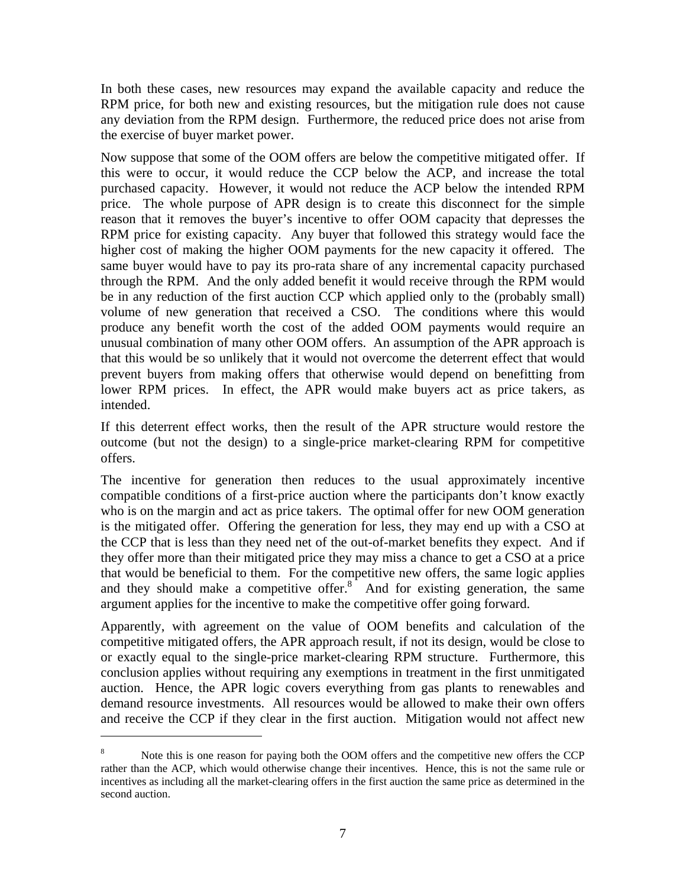In both these cases, new resources may expand the available capacity and reduce the RPM price, for both new and existing resources, but the mitigation rule does not cause any deviation from the RPM design. Furthermore, the reduced price does not arise from the exercise of buyer market power.

Now suppose that some of the OOM offers are below the competitive mitigated offer. If this were to occur, it would reduce the CCP below the ACP, and increase the total purchased capacity. However, it would not reduce the ACP below the intended RPM price. The whole purpose of APR design is to create this disconnect for the simple reason that it removes the buyer's incentive to offer OOM capacity that depresses the RPM price for existing capacity. Any buyer that followed this strategy would face the higher cost of making the higher OOM payments for the new capacity it offered. The same buyer would have to pay its pro-rata share of any incremental capacity purchased through the RPM. And the only added benefit it would receive through the RPM would be in any reduction of the first auction CCP which applied only to the (probably small) volume of new generation that received a CSO. The conditions where this would produce any benefit worth the cost of the added OOM payments would require an unusual combination of many other OOM offers. An assumption of the APR approach is that this would be so unlikely that it would not overcome the deterrent effect that would prevent buyers from making offers that otherwise would depend on benefitting from lower RPM prices. In effect, the APR would make buyers act as price takers, as intended.

If this deterrent effect works, then the result of the APR structure would restore the outcome (but not the design) to a single-price market-clearing RPM for competitive offers.

The incentive for generation then reduces to the usual approximately incentive compatible conditions of a first-price auction where the participants don't know exactly who is on the margin and act as price takers. The optimal offer for new OOM generation is the mitigated offer. Offering the generation for less, they may end up with a CSO at the CCP that is less than they need net of the out-of-market benefits they expect. And if they offer more than their mitigated price they may miss a chance to get a CSO at a price that would be beneficial to them. For the competitive new offers, the same logic applies and they should make a competitive offer.[8] And for existing generation, the same argument applies for the incentive to make the competitive offer going forward.

Apparently, with agreement on the value of OOM benefits and calculation of the competitive mitigated offers, the APR approach result, if not its design, would be close to or exactly equal to the single-price market-clearing RPM structure. Furthermore, this conclusion applies without requiring any exemptions in treatment in the first unmitigated auction. Hence, the APR logic covers everything from gas plants to renewables and demand resource investments. All resources would be allowed to make their own offers and receive the CCP if they clear in the first auction. Mitigation would not affect new

---

[8] Note this is one reason for paying both the OOM offers and the competitive new offers the CCP rather than the ACP, which would otherwise change their incentives. Hence, this is not the same rule or incentives as including all the market-clearing offers in the first auction the same price as determined in the second auction.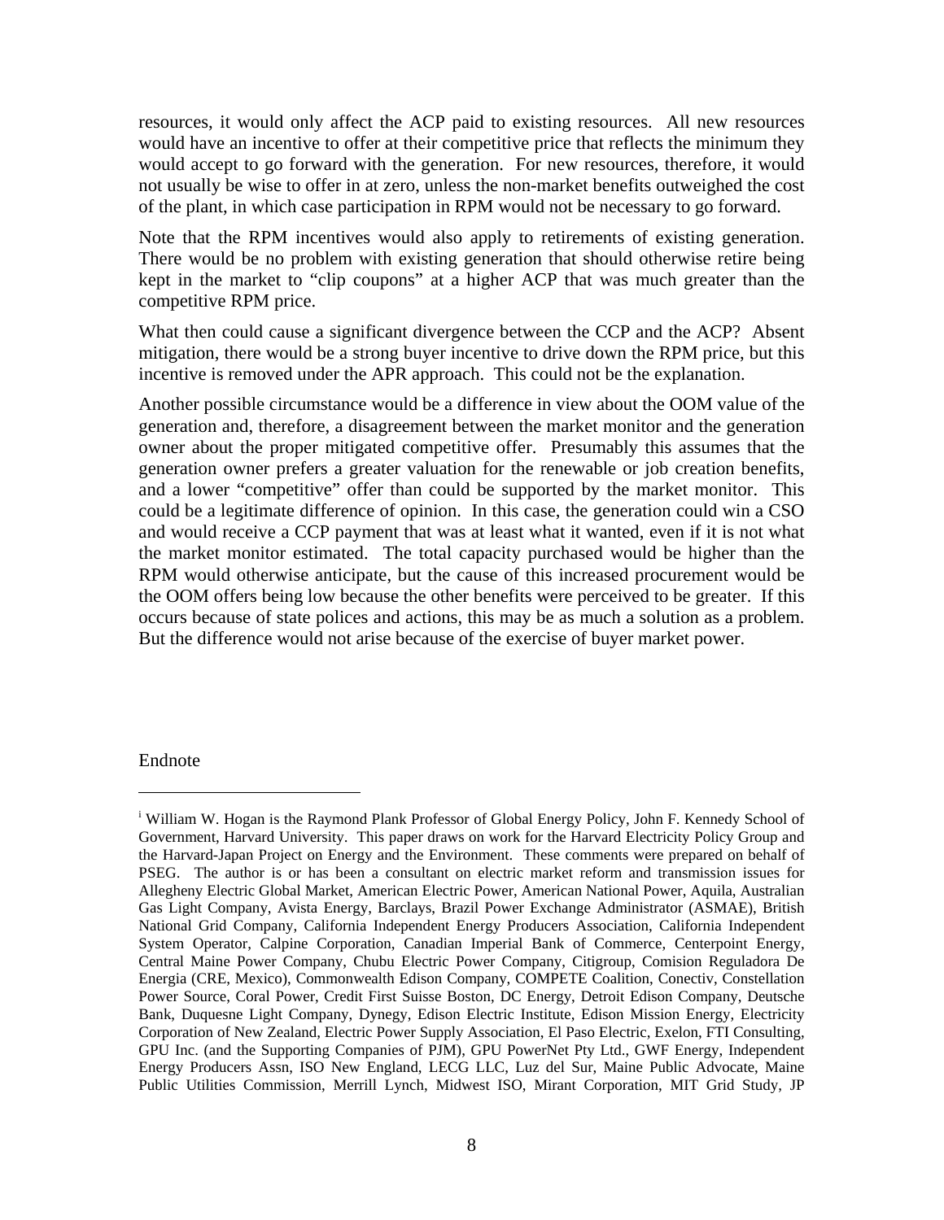resources, it would only affect the ACP paid to existing resources. All new resources would have an incentive to offer at their competitive price that reflects the minimum they would accept to go forward with the generation. For new resources, therefore, it would not usually be wise to offer in at zero, unless the non-market benefits outweighed the cost of the plant, in which case participation in RPM would not be necessary to go forward.

Note that the RPM incentives would also apply to retirements of existing generation. There would be no problem with existing generation that should otherwise retire being kept in the market to "clip coupons" at a higher ACP that was much greater than the competitive RPM price.

What then could cause a significant divergence between the CCP and the ACP? Absent mitigation, there would be a strong buyer incentive to drive down the RPM price, but this incentive is removed under the APR approach. This could not be the explanation.

Another possible circumstance would be a difference in view about the OOM value of the generation and, therefore, a disagreement between the market monitor and the generation owner about the proper mitigated competitive offer. Presumably this assumes that the generation owner prefers a greater valuation for the renewable or job creation benefits, and a lower "competitive" offer than could be supported by the market monitor. This could be a legitimate difference of opinion. In this case, the generation could win a CSO and would receive a CCP payment that was at least what it wanted, even if it is not what the market monitor estimated. The total capacity purchased would be higher than the RPM would otherwise anticipate, but the cause of this increased procurement would be the OOM offers being low because the other benefits were perceived to be greater. If this occurs because of state polices and actions, this may be as much a solution as a problem. But the difference would not arise because of the exercise of buyer market power.

Endnote

---

[i] William W. Hogan is the Raymond Plank Professor of Global Energy Policy, John F. Kennedy School of Government, Harvard University. This paper draws on work for the Harvard Electricity Policy Group and the Harvard-Japan Project on Energy and the Environment. These comments were prepared on behalf of PSEG. The author is or has been a consultant on electric market reform and transmission issues for Allegheny Electric Global Market, American Electric Power, American National Power, Aquila, Australian Gas Light Company, Avista Energy, Barclays, Brazil Power Exchange Administrator (ASMAE), British National Grid Company, California Independent Energy Producers Association, California Independent System Operator, Calpine Corporation, Canadian Imperial Bank of Commerce, Centerpoint Energy, Central Maine Power Company, Chubu Electric Power Company, Citigroup, Comision Reguladora De Energia (CRE, Mexico), Commonwealth Edison Company, COMPETE Coalition, Conectiv, Constellation Power Source, Coral Power, Credit First Suisse Boston, DC Energy, Detroit Edison Company, Deutsche Bank, Duquesne Light Company, Dynegy, Edison Electric Institute, Edison Mission Energy, Electricity Corporation of New Zealand, Electric Power Supply Association, El Paso Electric, Exelon, FTI Consulting, GPU Inc. (and the Supporting Companies of PJM), GPU PowerNet Pty Ltd., GWF Energy, Independent Energy Producers Assn, ISO New England, LECG LLC, Luz del Sur, Maine Public Advocate, Maine Public Utilities Commission, Merrill Lynch, Midwest ISO, Mirant Corporation, MIT Grid Study, JP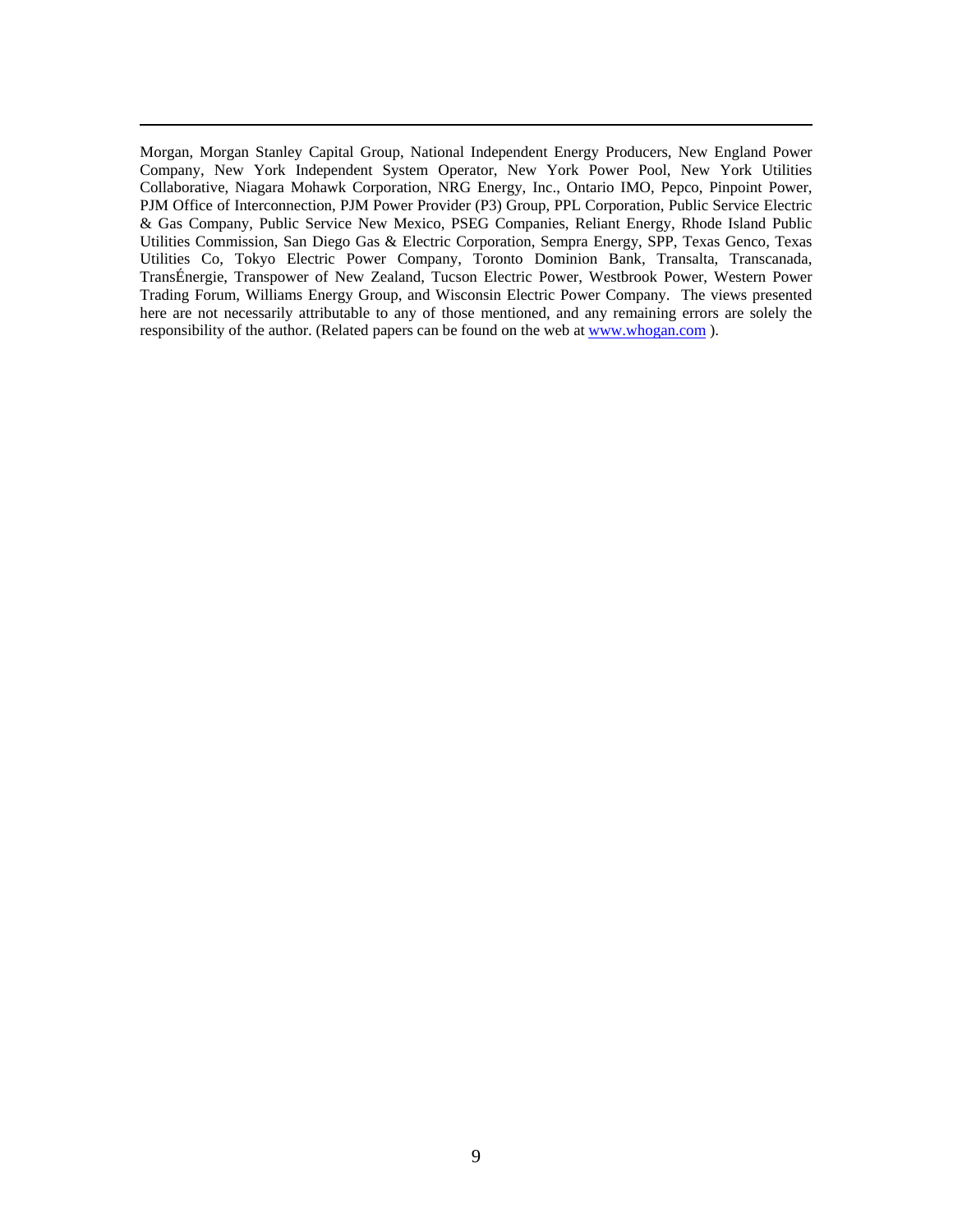Morgan, Morgan Stanley Capital Group, National Independent Energy Producers, New England Power Company, New York Independent System Operator, New York Power Pool, New York Utilities Collaborative, Niagara Mohawk Corporation, NRG Energy, Inc., Ontario IMO, Pepco, Pinpoint Power, PJM Office of Interconnection, PJM Power Provider (P3) Group, PPL Corporation, Public Service Electric & Gas Company, Public Service New Mexico, PSEG Companies, Reliant Energy, Rhode Island Public Utilities Commission, San Diego Gas & Electric Corporation, Sempra Energy, SPP, Texas Genco, Texas Utilities Co, Tokyo Electric Power Company, Toronto Dominion Bank, Transalta, Transcanada, TransÉnergie, Transpower of New Zealand, Tucson Electric Power, Westbrook Power, Western Power Trading Forum, Williams Energy Group, and Wisconsin Electric Power Company. The views presented here are not necessarily attributable to any of those mentioned, and any remaining errors are solely the responsibility of the author. (Related papers can be found on the web at [www.whogan.com](http://www.whogan.com) ).